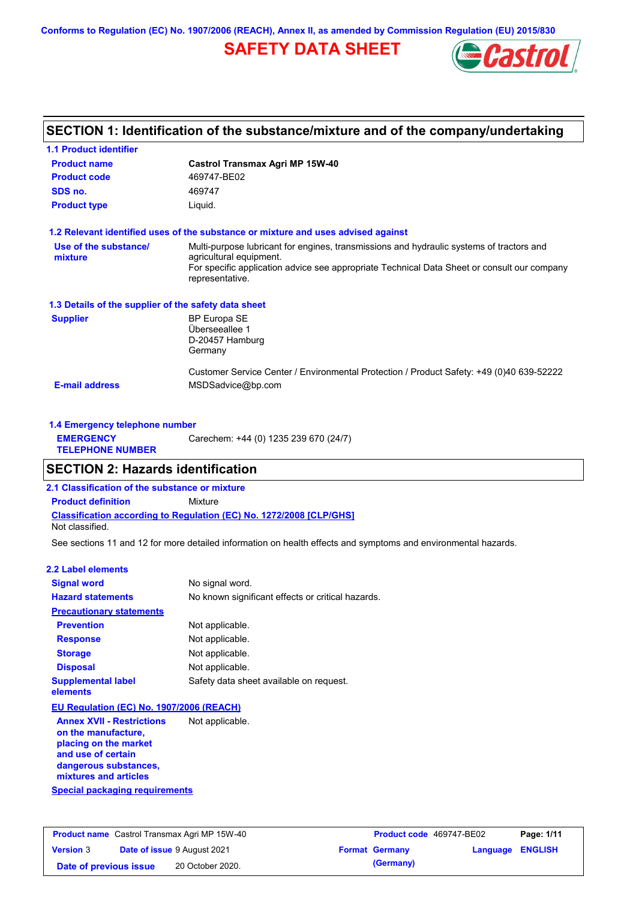Conforms to Regulation (EC) No. 1907/2006 (REACH), Annex II, as amended by Commission Regulation (EU) 2015/830

# SAFETY DATA SHEET

## SECTION 1: Identification of the substance/mixture and of the company/undertaking

### 1.1 Product identifier

| | |
|---|---|
| **Product name** | **Castrol Transmax Agri MP 15W-40** |
| **Product code** | 469747-BE02 |
| **SDS no.** | 469747 |
| **Product type** | Liquid. |

### 1.2 Relevant identified uses of the substance or mixture and uses advised against

**Use of the substance/ mixture**: Multi-purpose lubricant for engines, transmissions and hydraulic systems of tractors and agricultural equipment.
For specific application advice see appropriate Technical Data Sheet or consult our company representative.

### 1.3 Details of the supplier of the safety data sheet

**Supplier**
BP Europa SE
Überseeallee 1
D-20457 Hamburg
Germany

Customer Service Center / Environmental Protection / Product Safety: +49 (0)40 639-52222

**E-mail address**: MSDSadvice@bp.com

### 1.4 Emergency telephone number

**EMERGENCY TELEPHONE NUMBER**: Carechem: +44 (0) 1235 239 670 (24/7)

## SECTION 2: Hazards identification

### 2.1 Classification of the substance or mixture

**Product definition**: Mixture

**Classification according to Regulation (EC) No. 1272/2008 [CLP/GHS]**
Not classified.

See sections 11 and 12 for more detailed information on health effects and symptoms and environmental hazards.

### 2.2 Label elements

| | |
|---|---|
| **Signal word** | No signal word. |
| **Hazard statements** | No known significant effects or critical hazards. |
| **Precautionary statements** | |
| **Prevention** | Not applicable. |
| **Response** | Not applicable. |
| **Storage** | Not applicable. |
| **Disposal** | Not applicable. |
| **Supplemental label elements** | Safety data sheet available on request. |

**EU Regulation (EC) No. 1907/2006 (REACH)**

**Annex XVII - Restrictions on the manufacture, placing on the market and use of certain dangerous substances, mixtures and articles**: Not applicable.

**Special packaging requirements**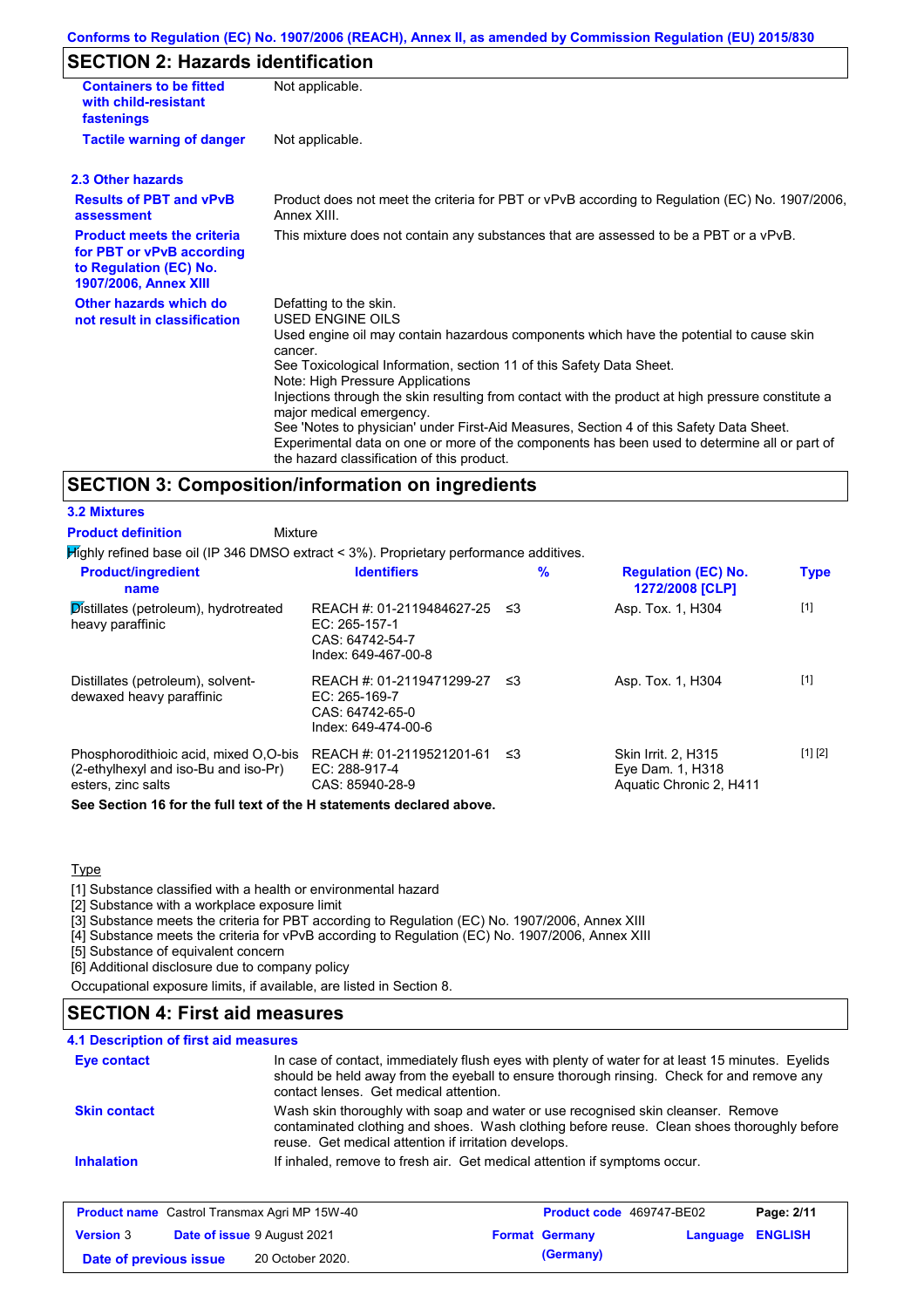Conforms to Regulation (EC) No. 1907/2006 (REACH), Annex II, as amended by Commission Regulation (EU) 2015/830

## SECTION 2: Hazards identification

| | |
|---|---|
| **Containers to be fitted with child-resistant fastenings** | Not applicable. |
| **Tactile warning of danger** | Not applicable. |

### 2.3 Other hazards

| | |
|---|---|
| **Results of PBT and vPvB assessment** | Product does not meet the criteria for PBT or vPvB according to Regulation (EC) No. 1907/2006, Annex XIII. |
| **Product meets the criteria for PBT or vPvB according to Regulation (EC) No. 1907/2006, Annex XIII** | This mixture does not contain any substances that are assessed to be a PBT or a vPvB. |
| **Other hazards which do not result in classification** | Defatting to the skin.<br>USED ENGINE OILS<br>Used engine oil may contain hazardous components which have the potential to cause skin cancer.<br>See Toxicological Information, section 11 of this Safety Data Sheet.<br>Note: High Pressure Applications<br>Injections through the skin resulting from contact with the product at high pressure constitute a major medical emergency.<br>See 'Notes to physician' under First-Aid Measures, Section 4 of this Safety Data Sheet.<br>Experimental data on one or more of the components has been used to determine all or part of the hazard classification of this product. |

## SECTION 3: Composition/information on ingredients

### 3.2 Mixtures

**Product definition** Mixture

Highly refined base oil (IP 346 DMSO extract < 3%). Proprietary performance additives.

| Product/ingredient name | Identifiers | % | Regulation (EC) No. 1272/2008 [CLP] | Type |
|---|---|---|---|---|
| Distillates (petroleum), hydrotreated heavy paraffinic | REACH #: 01-2119484627-25<br>EC: 265-157-1<br>CAS: 64742-54-7<br>Index: 649-467-00-8 | ≤3 | Asp. Tox. 1, H304 | [1] |
| Distillates (petroleum), solvent-dewaxed heavy paraffinic | REACH #: 01-2119471299-27<br>EC: 265-169-7<br>CAS: 64742-65-0<br>Index: 649-474-00-6 | ≤3 | Asp. Tox. 1, H304 | [1] |
| Phosphorodithioic acid, mixed O,O-bis (2-ethylhexyl and iso-Bu and iso-Pr) esters, zinc salts | REACH #: 01-2119521201-61<br>EC: 288-917-4<br>CAS: 85940-28-9 | ≤3 | Skin Irrit. 2, H315<br>Eye Dam. 1, H318<br>Aquatic Chronic 2, H411 | [1] [2] |

**See Section 16 for the full text of the H statements declared above.**

Type

[1] Substance classified with a health or environmental hazard
[2] Substance with a workplace exposure limit
[3] Substance meets the criteria for PBT according to Regulation (EC) No. 1907/2006, Annex XIII
[4] Substance meets the criteria for vPvB according to Regulation (EC) No. 1907/2006, Annex XIII
[5] Substance of equivalent concern
[6] Additional disclosure due to company policy

Occupational exposure limits, if available, are listed in Section 8.

## SECTION 4: First aid measures

### 4.1 Description of first aid measures

| | |
|---|---|
| **Eye contact** | In case of contact, immediately flush eyes with plenty of water for at least 15 minutes. Eyelids should be held away from the eyeball to ensure thorough rinsing. Check for and remove any contact lenses. Get medical attention. |
| **Skin contact** | Wash skin thoroughly with soap and water or use recognised skin cleanser. Remove contaminated clothing and shoes. Wash clothing before reuse. Clean shoes thoroughly before reuse. Get medical attention if irritation develops. |
| **Inhalation** | If inhaled, remove to fresh air. Get medical attention if symptoms occur. |

| | | | |
|---|---|---|---|
| **Product name** Castrol Transmax Agri MP 15W-40 | | **Product code** 469747-BE02 | |
| **Version** 3 | **Date of issue** 9 August 2021 | **Format** Germany (Germany) | **Language** ENGLISH |
| **Date of previous issue** | 20 October 2020. | | |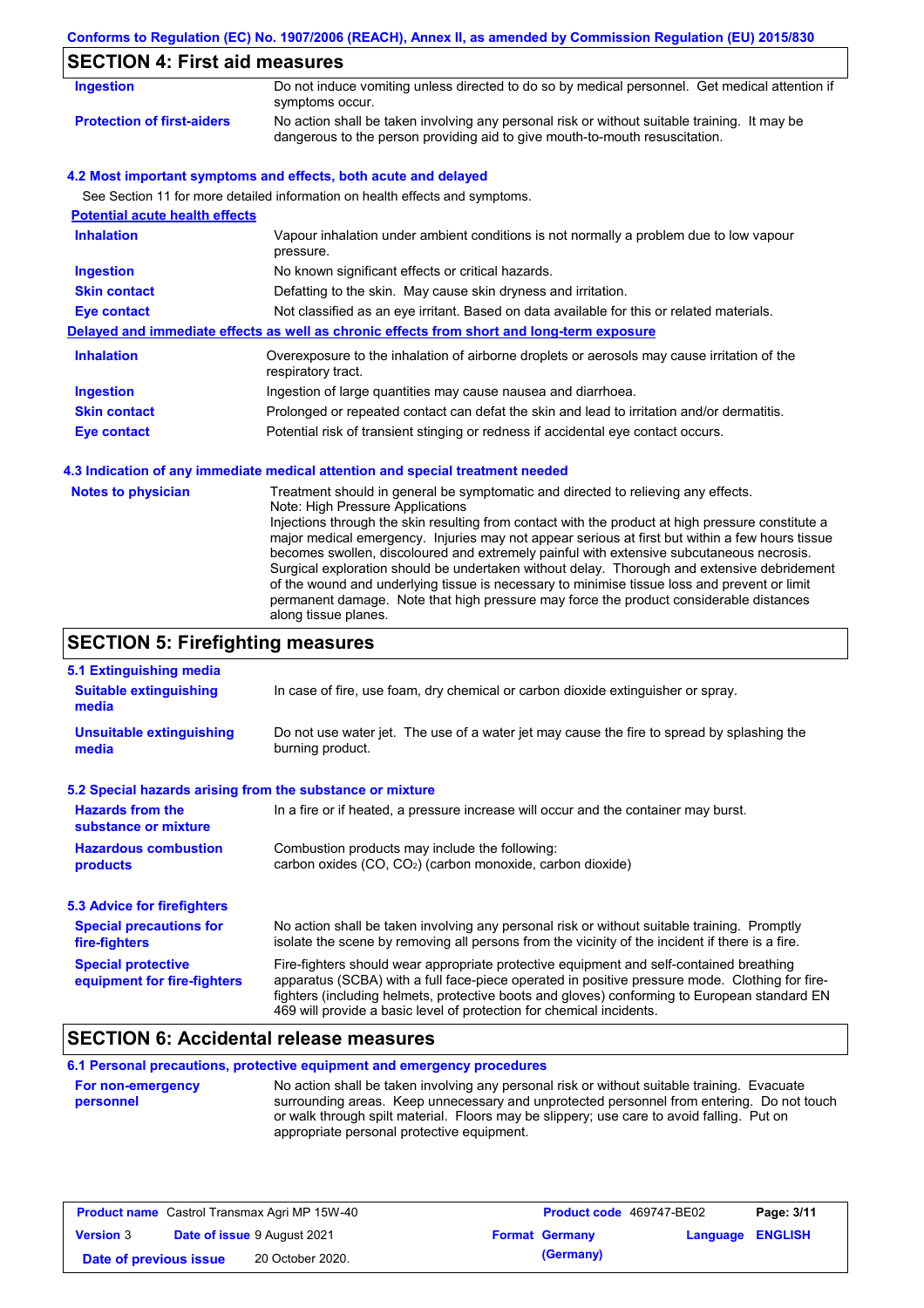## SECTION 4: First aid measures

| | |
|---|---|
| **Ingestion** | Do not induce vomiting unless directed to do so by medical personnel. Get medical attention if symptoms occur. |
| **Protection of first-aiders** | No action shall be taken involving any personal risk or without suitable training. It may be dangerous to the person providing aid to give mouth-to-mouth resuscitation. |

### 4.2 Most important symptoms and effects, both acute and delayed

See Section 11 for more detailed information on health effects and symptoms.

**Potential acute health effects**

| | |
|---|---|
| **Inhalation** | Vapour inhalation under ambient conditions is not normally a problem due to low vapour pressure. |
| **Ingestion** | No known significant effects or critical hazards. |
| **Skin contact** | Defatting to the skin. May cause skin dryness and irritation. |
| **Eye contact** | Not classified as an eye irritant. Based on data available for this or related materials. |

**Delayed and immediate effects as well as chronic effects from short and long-term exposure**

| | |
|---|---|
| **Inhalation** | Overexposure to the inhalation of airborne droplets or aerosols may cause irritation of the respiratory tract. |
| **Ingestion** | Ingestion of large quantities may cause nausea and diarrhoea. |
| **Skin contact** | Prolonged or repeated contact can defat the skin and lead to irritation and/or dermatitis. |
| **Eye contact** | Potential risk of transient stinging or redness if accidental eye contact occurs. |

### 4.3 Indication of any immediate medical attention and special treatment needed

**Notes to physician**

Treatment should in general be symptomatic and directed to relieving any effects.
Note: High Pressure Applications
Injections through the skin resulting from contact with the product at high pressure constitute a major medical emergency. Injuries may not appear serious at first but within a few hours tissue becomes swollen, discoloured and extremely painful with extensive subcutaneous necrosis. Surgical exploration should be undertaken without delay. Thorough and extensive debridement of the wound and underlying tissue is necessary to minimise tissue loss and prevent or limit permanent damage. Note that high pressure may force the product considerable distances along tissue planes.

## SECTION 5: Firefighting measures

### 5.1 Extinguishing media

| | |
|---|---|
| **Suitable extinguishing media** | In case of fire, use foam, dry chemical or carbon dioxide extinguisher or spray. |
| **Unsuitable extinguishing media** | Do not use water jet. The use of a water jet may cause the fire to spread by splashing the burning product. |

### 5.2 Special hazards arising from the substance or mixture

| | |
|---|---|
| **Hazards from the substance or mixture** | In a fire or if heated, a pressure increase will occur and the container may burst. |
| **Hazardous combustion products** | Combustion products may include the following: carbon oxides (CO, $CO_2$) (carbon monoxide, carbon dioxide) |

### 5.3 Advice for firefighters

| | |
|---|---|
| **Special precautions for fire-fighters** | No action shall be taken involving any personal risk or without suitable training. Promptly isolate the scene by removing all persons from the vicinity of the incident if there is a fire. |
| **Special protective equipment for fire-fighters** | Fire-fighters should wear appropriate protective equipment and self-contained breathing apparatus (SCBA) with a full face-piece operated in positive pressure mode. Clothing for fire-fighters (including helmets, protective boots and gloves) conforming to European standard EN 469 will provide a basic level of protection for chemical incidents. |

## SECTION 6: Accidental release measures

### 6.1 Personal precautions, protective equipment and emergency procedures

| | |
|---|---|
| **For non-emergency personnel** | No action shall be taken involving any personal risk or without suitable training. Evacuate surrounding areas. Keep unnecessary and unprotected personnel from entering. Do not touch or walk through spilt material. Floors may be slippery; use care to avoid falling. Put on appropriate personal protective equipment. |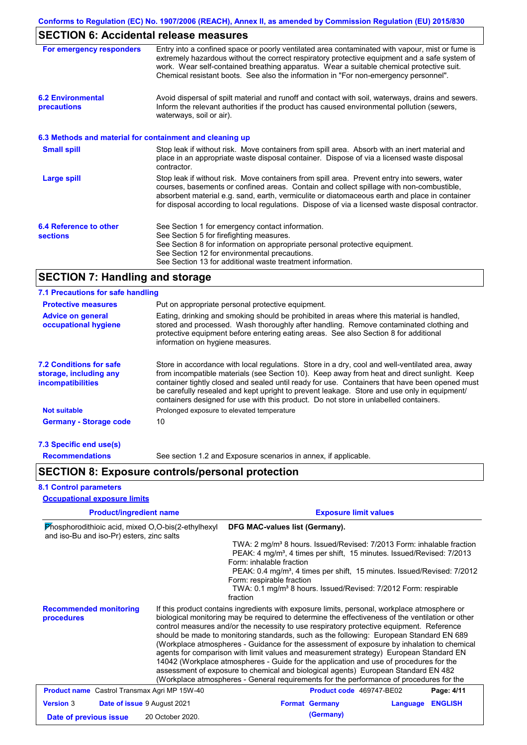## SECTION 6: Accidental release measures

**For emergency responders**
Entry into a confined space or poorly ventilated area contaminated with vapour, mist or fume is extremely hazardous without the correct respiratory protective equipment and a safe system of work. Wear self-contained breathing apparatus. Wear a suitable chemical protective suit. Chemical resistant boots. See also the information in "For non-emergency personnel".

**6.2 Environmental precautions**
Avoid dispersal of spilt material and runoff and contact with soil, waterways, drains and sewers. Inform the relevant authorities if the product has caused environmental pollution (sewers, waterways, soil or air).

### 6.3 Methods and material for containment and cleaning up

**Small spill**
Stop leak if without risk. Move containers from spill area. Absorb with an inert material and place in an appropriate waste disposal container. Dispose of via a licensed waste disposal contractor.

**Large spill**
Stop leak if without risk. Move containers from spill area. Prevent entry into sewers, water courses, basements or confined areas. Contain and collect spillage with non-combustible, absorbent material e.g. sand, earth, vermiculite or diatomaceous earth and place in container for disposal according to local regulations. Dispose of via a licensed waste disposal contractor.

**6.4 Reference to other sections**
See Section 1 for emergency contact information.
See Section 5 for firefighting measures.
See Section 8 for information on appropriate personal protective equipment.
See Section 12 for environmental precautions.
See Section 13 for additional waste treatment information.

## SECTION 7: Handling and storage

### 7.1 Precautions for safe handling

**Protective measures**
Put on appropriate personal protective equipment.

**Advice on general occupational hygiene**
Eating, drinking and smoking should be prohibited in areas where this material is handled, stored and processed. Wash thoroughly after handling. Remove contaminated clothing and protective equipment before entering eating areas. See also Section 8 for additional information on hygiene measures.

**7.2 Conditions for safe storage, including any incompatibilities**
Store in accordance with local regulations. Store in a dry, cool and well-ventilated area, away from incompatible materials (see Section 10). Keep away from heat and direct sunlight. Keep container tightly closed and sealed until ready for use. Containers that have been opened must be carefully resealed and kept upright to prevent leakage. Store and use only in equipment/ containers designed for use with this product. Do not store in unlabelled containers.

**Not suitable**
Prolonged exposure to elevated temperature

**Germany - Storage code**
10

### 7.3 Specific end use(s)

**Recommendations**
See section 1.2 and Exposure scenarios in annex, if applicable.

## SECTION 8: Exposure controls/personal protection

### 8.1 Control parameters

**Occupational exposure limits**

| Product/ingredient name | Exposure limit values |
|---|---|
| Phosphorodithioic acid, mixed O,O-bis(2-ethylhexyl and iso-Bu and iso-Pr) esters, zinc salts | **DFG MAC-values list (Germany).**<br>TWA: 2 mg/m³ 8 hours. Issued/Revised: 7/2013 Form: inhalable fraction<br>PEAK: 4 mg/m³, 4 times per shift, 15 minutes. Issued/Revised: 7/2013 Form: inhalable fraction<br>PEAK: 0.4 mg/m³, 4 times per shift, 15 minutes. Issued/Revised: 7/2012 Form: respirable fraction<br>TWA: 0.1 mg/m³ 8 hours. Issued/Revised: 7/2012 Form: respirable fraction |

**Recommended monitoring procedures**
If this product contains ingredients with exposure limits, personal, workplace atmosphere or biological monitoring may be required to determine the effectiveness of the ventilation or other control measures and/or the necessity to use respiratory protective equipment. Reference should be made to monitoring standards, such as the following: European Standard EN 689 (Workplace atmospheres - Guidance for the assessment of exposure by inhalation to chemical agents for comparison with limit values and measurement strategy) European Standard EN 14042 (Workplace atmospheres - Guide for the application and use of procedures for the assessment of exposure to chemical and biological agents) European Standard EN 482 (Workplace atmospheres - General requirements for the performance of procedures for the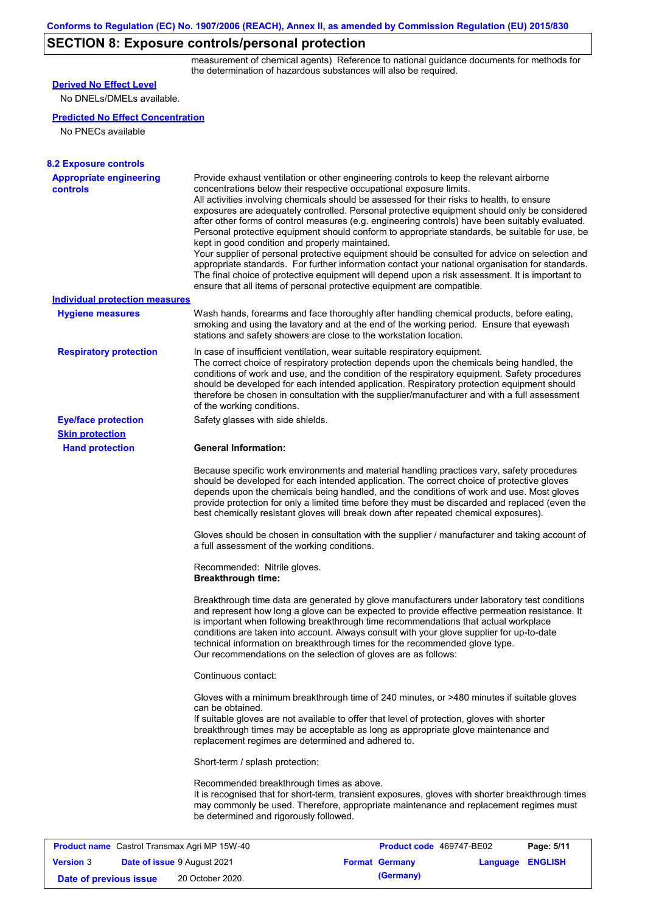## SECTION 8: Exposure controls/personal protection

measurement of chemical agents) Reference to national guidance documents for methods for the determination of hazardous substances will also be required.

**Derived No Effect Level**

No DNELs/DMELs available.

**Predicted No Effect Concentration**

No PNECs available

### 8.2 Exposure controls

**Appropriate engineering controls**

Provide exhaust ventilation or other engineering controls to keep the relevant airborne concentrations below their respective occupational exposure limits.
All activities involving chemicals should be assessed for their risks to health, to ensure exposures are adequately controlled. Personal protective equipment should only be considered after other forms of control measures (e.g. engineering controls) have been suitably evaluated. Personal protective equipment should conform to appropriate standards, be suitable for use, be kept in good condition and properly maintained.
Your supplier of personal protective equipment should be consulted for advice on selection and appropriate standards. For further information contact your national organisation for standards. The final choice of protective equipment will depend upon a risk assessment. It is important to ensure that all items of personal protective equipment are compatible.

**Individual protection measures**

**Hygiene measures**

Wash hands, forearms and face thoroughly after handling chemical products, before eating, smoking and using the lavatory and at the end of the working period. Ensure that eyewash stations and safety showers are close to the workstation location.

**Respiratory protection**

In case of insufficient ventilation, wear suitable respiratory equipment.
The correct choice of respiratory protection depends upon the chemicals being handled, the conditions of work and use, and the condition of the respiratory equipment. Safety procedures should be developed for each intended application. Respiratory protection equipment should therefore be chosen in consultation with the supplier/manufacturer and with a full assessment of the working conditions.

**Eye/face protection**

Safety glasses with side shields.

**Skin protection**

**Hand protection**

**General Information:**

Because specific work environments and material handling practices vary, safety procedures should be developed for each intended application. The correct choice of protective gloves depends upon the chemicals being handled, and the conditions of work and use. Most gloves provide protection for only a limited time before they must be discarded and replaced (even the best chemically resistant gloves will break down after repeated chemical exposures).

Gloves should be chosen in consultation with the supplier / manufacturer and taking account of a full assessment of the working conditions.

Recommended: Nitrile gloves.
**Breakthrough time:**

Breakthrough time data are generated by glove manufacturers under laboratory test conditions and represent how long a glove can be expected to provide effective permeation resistance. It is important when following breakthrough time recommendations that actual workplace conditions are taken into account. Always consult with your glove supplier for up-to-date technical information on breakthrough times for the recommended glove type.
Our recommendations on the selection of gloves are as follows:

Continuous contact:

Gloves with a minimum breakthrough time of 240 minutes, or >480 minutes if suitable gloves can be obtained.
If suitable gloves are not available to offer that level of protection, gloves with shorter breakthrough times may be acceptable as long as appropriate glove maintenance and replacement regimes are determined and adhered to.

Short-term / splash protection:

Recommended breakthrough times as above.
It is recognised that for short-term, transient exposures, gloves with shorter breakthrough times may commonly be used. Therefore, appropriate maintenance and replacement regimes must be determined and rigorously followed.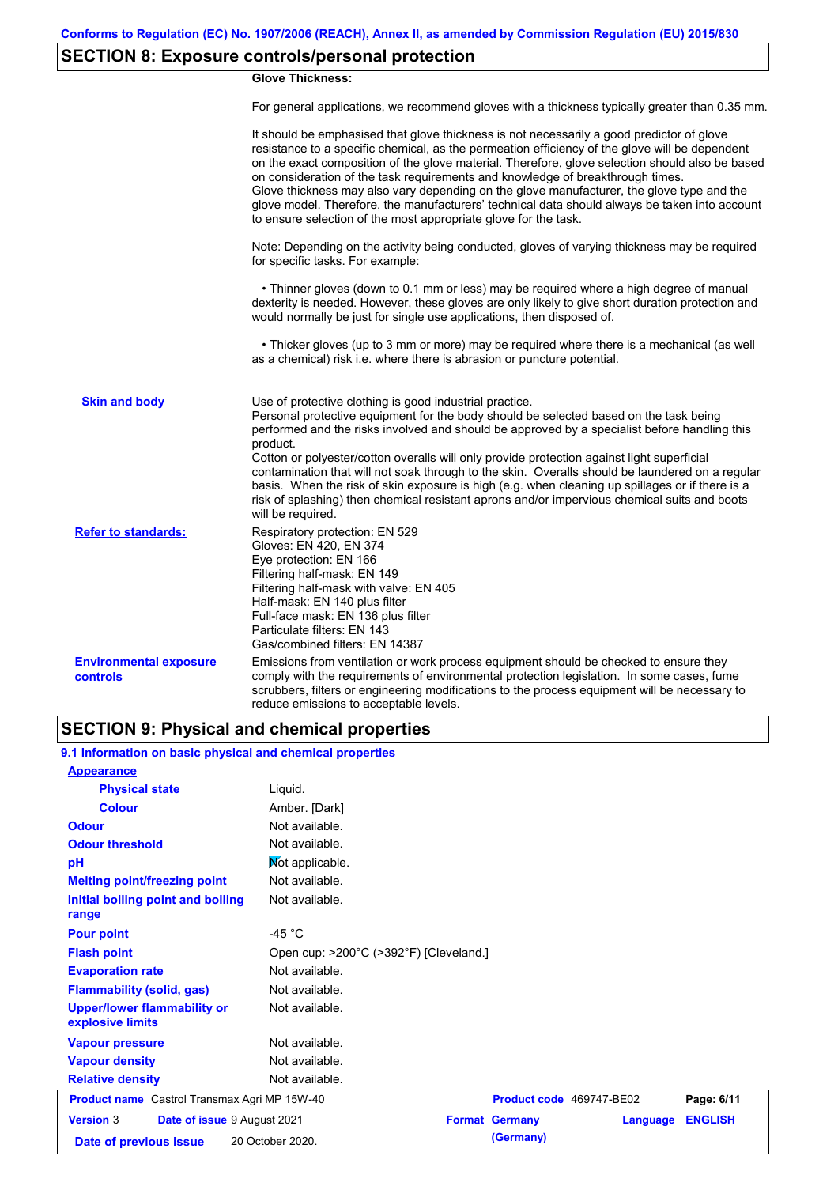## SECTION 8: Exposure controls/personal protection

**Glove Thickness:**

For general applications, we recommend gloves with a thickness typically greater than 0.35 mm.

It should be emphasised that glove thickness is not necessarily a good predictor of glove resistance to a specific chemical, as the permeation efficiency of the glove will be dependent on the exact composition of the glove material. Therefore, glove selection should also be based on consideration of the task requirements and knowledge of breakthrough times.
Glove thickness may also vary depending on the glove manufacturer, the glove type and the glove model. Therefore, the manufacturers' technical data should always be taken into account to ensure selection of the most appropriate glove for the task.

Note: Depending on the activity being conducted, gloves of varying thickness may be required for specific tasks. For example:

- Thinner gloves (down to 0.1 mm or less) may be required where a high degree of manual dexterity is needed. However, these gloves are only likely to give short duration protection and would normally be just for single use applications, then disposed of.
- Thicker gloves (up to 3 mm or more) may be required where there is a mechanical (as well as a chemical) risk i.e. where there is abrasion or puncture potential.

**Skin and body**

Use of protective clothing is good industrial practice.
Personal protective equipment for the body should be selected based on the task being performed and the risks involved and should be approved by a specialist before handling this product.
Cotton or polyester/cotton overalls will only provide protection against light superficial contamination that will not soak through to the skin. Overalls should be laundered on a regular basis. When the risk of skin exposure is high (e.g. when cleaning up spillages or if there is a risk of splashing) then chemical resistant aprons and/or impervious chemical suits and boots will be required.

**Refer to standards:**

Respiratory protection: EN 529
Gloves: EN 420, EN 374
Eye protection: EN 166
Filtering half-mask: EN 149
Filtering half-mask with valve: EN 405
Half-mask: EN 140 plus filter
Full-face mask: EN 136 plus filter
Particulate filters: EN 143
Gas/combined filters: EN 14387

**Environmental exposure controls**

Emissions from ventilation or work process equipment should be checked to ensure they comply with the requirements of environmental protection legislation. In some cases, fume scrubbers, filters or engineering modifications to the process equipment will be necessary to reduce emissions to acceptable levels.

## SECTION 9: Physical and chemical properties

### 9.1 Information on basic physical and chemical properties

**Appearance**

| | |
|---|---|
| **Physical state** | Liquid. |
| **Colour** | Amber. [Dark] |
| **Odour** | Not available. |
| **Odour threshold** | Not available. |
| **pH** | Not applicable. |
| **Melting point/freezing point** | Not available. |
| **Initial boiling point and boiling range** | Not available. |
| **Pour point** | -45 °C |
| **Flash point** | Open cup: >200°C (>392°F) [Cleveland.] |
| **Evaporation rate** | Not available. |
| **Flammability (solid, gas)** | Not available. |
| **Upper/lower flammability or explosive limits** | Not available. |
| **Vapour pressure** | Not available. |
| **Vapour density** | Not available. |
| **Relative density** | Not available. |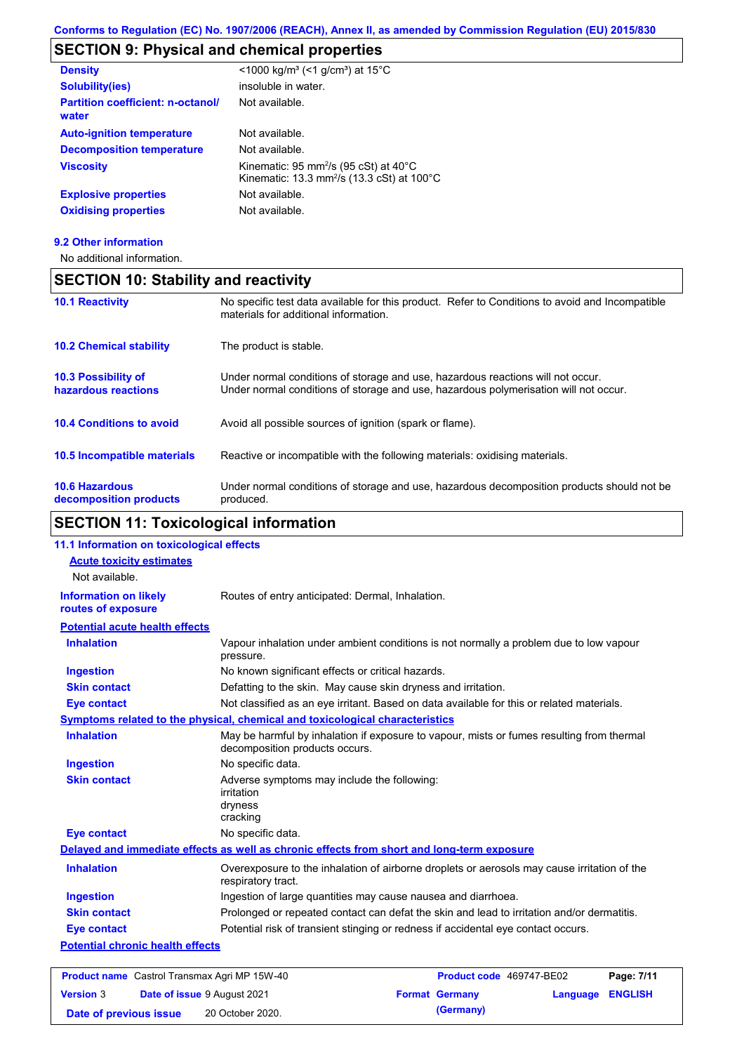## SECTION 9: Physical and chemical properties

| | |
|---|---|
| **Density** | <1000 kg/m³ (<1 g/cm³) at 15°C |
| **Solubility(ies)** | insoluble in water. |
| **Partition coefficient: n-octanol/ water** | Not available. |
| **Auto-ignition temperature** | Not available. |
| **Decomposition temperature** | Not available. |
| **Viscosity** | Kinematic: 95 $mm^2/s$ (95 cSt) at 40°C<br>Kinematic: 13.3 $mm^2/s$ (13.3 cSt) at 100°C |
| **Explosive properties** | Not available. |
| **Oxidising properties** | Not available. |

### 9.2 Other information

No additional information.

## SECTION 10: Stability and reactivity

| | |
|---|---|
| **10.1 Reactivity** | No specific test data available for this product. Refer to Conditions to avoid and Incompatible materials for additional information. |
| **10.2 Chemical stability** | The product is stable. |
| **10.3 Possibility of hazardous reactions** | Under normal conditions of storage and use, hazardous reactions will not occur.<br>Under normal conditions of storage and use, hazardous polymerisation will not occur. |
| **10.4 Conditions to avoid** | Avoid all possible sources of ignition (spark or flame). |
| **10.5 Incompatible materials** | Reactive or incompatible with the following materials: oxidising materials. |
| **10.6 Hazardous decomposition products** | Under normal conditions of storage and use, hazardous decomposition products should not be produced. |

## SECTION 11: Toxicological information

### 11.1 Information on toxicological effects

**Acute toxicity estimates**

Not available.

| | |
|---|---|
| **Information on likely routes of exposure** | Routes of entry anticipated: Dermal, Inhalation. |

**Potential acute health effects**

| | |
|---|---|
| **Inhalation** | Vapour inhalation under ambient conditions is not normally a problem due to low vapour pressure. |
| **Ingestion** | No known significant effects or critical hazards. |
| **Skin contact** | Defatting to the skin. May cause skin dryness and irritation. |
| **Eye contact** | Not classified as an eye irritant. Based on data available for this or related materials. |

**Symptoms related to the physical, chemical and toxicological characteristics**

| | |
|---|---|
| **Inhalation** | May be harmful by inhalation if exposure to vapour, mists or fumes resulting from thermal decomposition products occurs. |
| **Ingestion** | No specific data. |
| **Skin contact** | Adverse symptoms may include the following:<br>irritation<br>dryness<br>cracking |
| **Eye contact** | No specific data. |

**Delayed and immediate effects as well as chronic effects from short and long-term exposure**

| | |
|---|---|
| **Inhalation** | Overexposure to the inhalation of airborne droplets or aerosols may cause irritation of the respiratory tract. |
| **Ingestion** | Ingestion of large quantities may cause nausea and diarrhoea. |
| **Skin contact** | Prolonged or repeated contact can defat the skin and lead to irritation and/or dermatitis. |
| **Eye contact** | Potential risk of transient stinging or redness if accidental eye contact occurs. |

**Potential chronic health effects**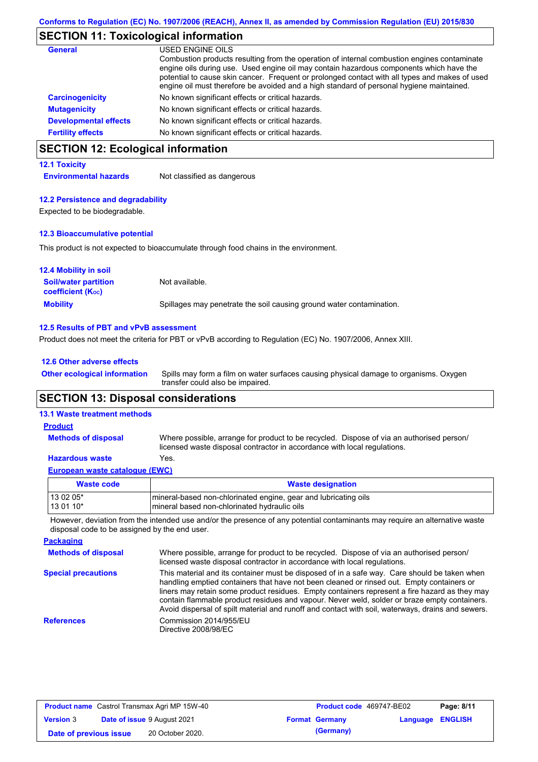Conforms to Regulation (EC) No. 1907/2006 (REACH), Annex II, as amended by Commission Regulation (EU) 2015/830

## SECTION 11: Toxicological information

**General**

USED ENGINE OILS
Combustion products resulting from the operation of internal combustion engines contaminate engine oils during use. Used engine oil may contain hazardous components which have the potential to cause skin cancer. Frequent or prolonged contact with all types and makes of used engine oil must therefore be avoided and a high standard of personal hygiene maintained.

**Carcinogenicity**: No known significant effects or critical hazards.

**Mutagenicity**: No known significant effects or critical hazards.

**Developmental effects**: No known significant effects or critical hazards.

**Fertility effects**: No known significant effects or critical hazards.

## SECTION 12: Ecological information

### 12.1 Toxicity

**Environmental hazards**: Not classified as dangerous

### 12.2 Persistence and degradability

Expected to be biodegradable.

### 12.3 Bioaccumulative potential

This product is not expected to bioaccumulate through food chains in the environment.

### 12.4 Mobility in soil

**Soil/water partition coefficient ($K_{OC}$)**: Not available.

**Mobility**: Spillages may penetrate the soil causing ground water contamination.

### 12.5 Results of PBT and vPvB assessment

Product does not meet the criteria for PBT or vPvB according to Regulation (EC) No. 1907/2006, Annex XIII.

### 12.6 Other adverse effects

**Other ecological information**: Spills may form a film on water surfaces causing physical damage to organisms. Oxygen transfer could also be impaired.

## SECTION 13: Disposal considerations

### 13.1 Waste treatment methods

**Product**

**Methods of disposal**: Where possible, arrange for product to be recycled. Dispose of via an authorised person/ licensed waste disposal contractor in accordance with local regulations.

**Hazardous waste**: Yes.

**European waste catalogue (EWC)**

| Waste code | Waste designation |
|---|---|
| 13 02 05* | mineral-based non-chlorinated engine, gear and lubricating oils |
| 13 01 10* | mineral based non-chlorinated hydraulic oils |

However, deviation from the intended use and/or the presence of any potential contaminants may require an alternative waste disposal code to be assigned by the end user.

**Packaging**

**Methods of disposal**: Where possible, arrange for product to be recycled. Dispose of via an authorised person/ licensed waste disposal contractor in accordance with local regulations.

**Special precautions**: This material and its container must be disposed of in a safe way. Care should be taken when handling emptied containers that have not been cleaned or rinsed out. Empty containers or liners may retain some product residues. Empty containers represent a fire hazard as they may contain flammable product residues and vapour. Never weld, solder or braze empty containers. Avoid dispersal of spilt material and runoff and contact with soil, waterways, drains and sewers.

**References**: Commission 2014/955/EU
Directive 2008/98/EC

| Product name Castrol Transmax Agri MP 15W-40 | Product code 469747-BE02 | Page: 8/11 |
|---|---|---|
| Version 3 — Date of issue 9 August 2021 | Format Germany (Germany) | Language ENGLISH |
| Date of previous issue 20 October 2020. | | |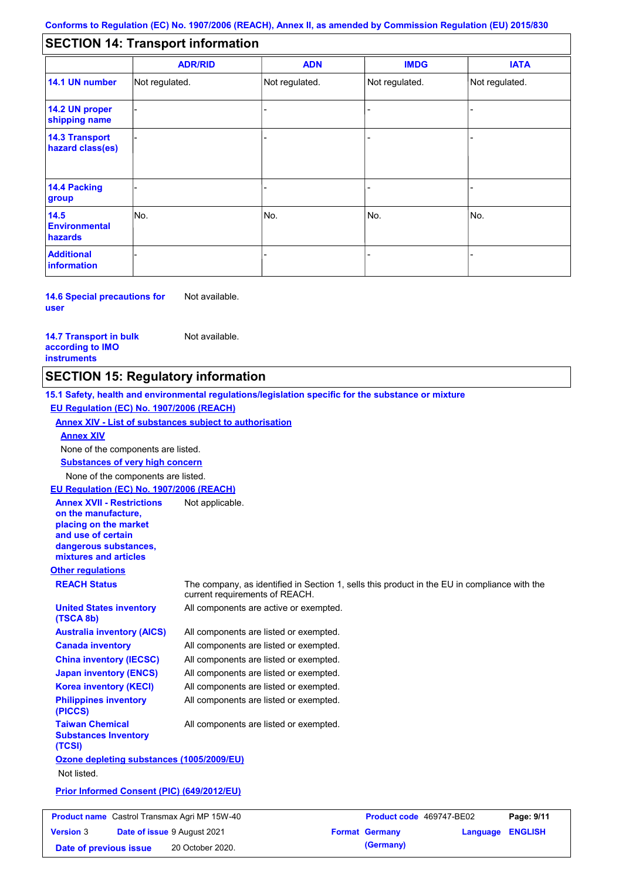Conforms to Regulation (EC) No. 1907/2006 (REACH), Annex II, as amended by Commission Regulation (EU) 2015/830

## SECTION 14: Transport information

| | ADR/RID | ADN | IMDG | IATA |
|---|---|---|---|---|
| **14.1 UN number** | Not regulated. | Not regulated. | Not regulated. | Not regulated. |
| **14.2 UN proper shipping name** | - | - | - | - |
| **14.3 Transport hazard class(es)** | - | - | - | - |
| **14.4 Packing group** | - | - | - | - |
| **14.5 Environmental hazards** | No. | No. | No. | No. |
| **Additional information** | - | - | - | - |

**14.6 Special precautions for user** Not available.

**14.7 Transport in bulk according to IMO instruments** Not available.

## SECTION 15: Regulatory information

**15.1 Safety, health and environmental regulations/legislation specific for the substance or mixture**

**EU Regulation (EC) No. 1907/2006 (REACH)**

**Annex XIV - List of substances subject to authorisation**

**Annex XIV**

None of the components are listed.

**Substances of very high concern**

None of the components are listed.

**EU Regulation (EC) No. 1907/2006 (REACH)**

**Annex XVII - Restrictions on the manufacture, placing on the market and use of certain dangerous substances, mixtures and articles** Not applicable.

**Other regulations**

**REACH Status** The company, as identified in Section 1, sells this product in the EU in compliance with the current requirements of REACH.

**United States inventory (TSCA 8b)** All components are active or exempted.

**Australia inventory (AICS)** All components are listed or exempted.

**Canada inventory** All components are listed or exempted.

**China inventory (IECSC)** All components are listed or exempted.

**Japan inventory (ENCS)** All components are listed or exempted.

**Korea inventory (KECI)** All components are listed or exempted.

**Philippines inventory (PICCS)** All components are listed or exempted.

**Taiwan Chemical Substances Inventory (TCSI)** All components are listed or exempted.

**Ozone depleting substances (1005/2009/EU)**

Not listed.

**Prior Informed Consent (PIC) (649/2012/EU)**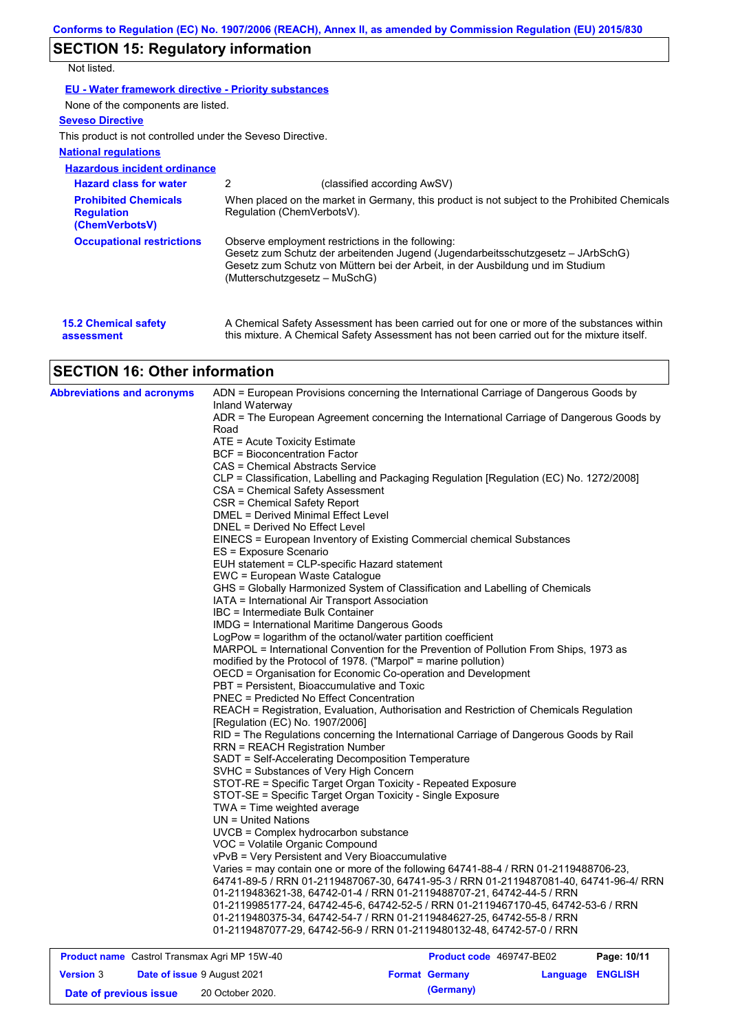## SECTION 15: Regulatory information

Not listed.

**EU - Water framework directive - Priority substances**

None of the components are listed.

**Seveso Directive**

This product is not controlled under the Seveso Directive.

**National regulations**

**Hazardous incident ordinance**

| | |
|---|---|
| **Hazard class for water** | 2 (classified according AwSV) |
| **Prohibited Chemicals Regulation (ChemVerbotsV)** | When placed on the market in Germany, this product is not subject to the Prohibited Chemicals Regulation (ChemVerbotsV). |
| **Occupational restrictions** | Observe employment restrictions in the following: Gesetz zum Schutz der arbeitenden Jugend (Jugendarbeitsschutzgesetz – JArbSchG) Gesetz zum Schutz von Müttern bei der Arbeit, in der Ausbildung und im Studium (Mutterschutzgesetz – MuSchG) |

**15.2 Chemical safety assessment**

A Chemical Safety Assessment has been carried out for one or more of the substances within this mixture. A Chemical Safety Assessment has not been carried out for the mixture itself.

## SECTION 16: Other information

**Abbreviations and acronyms**

ADN = European Provisions concerning the International Carriage of Dangerous Goods by Inland Waterway
ADR = The European Agreement concerning the International Carriage of Dangerous Goods by Road
ATE = Acute Toxicity Estimate
BCF = Bioconcentration Factor
CAS = Chemical Abstracts Service
CLP = Classification, Labelling and Packaging Regulation [Regulation (EC) No. 1272/2008]
CSA = Chemical Safety Assessment
CSR = Chemical Safety Report
DMEL = Derived Minimal Effect Level
DNEL = Derived No Effect Level
EINECS = European Inventory of Existing Commercial chemical Substances
ES = Exposure Scenario
EUH statement = CLP-specific Hazard statement
EWC = European Waste Catalogue
GHS = Globally Harmonized System of Classification and Labelling of Chemicals
IATA = International Air Transport Association
IBC = Intermediate Bulk Container
IMDG = International Maritime Dangerous Goods
LogPow = logarithm of the octanol/water partition coefficient
MARPOL = International Convention for the Prevention of Pollution From Ships, 1973 as modified by the Protocol of 1978. ("Marpol" = marine pollution)
OECD = Organisation for Economic Co-operation and Development
PBT = Persistent, Bioaccumulative and Toxic
PNEC = Predicted No Effect Concentration
REACH = Registration, Evaluation, Authorisation and Restriction of Chemicals Regulation [Regulation (EC) No. 1907/2006]
RID = The Regulations concerning the International Carriage of Dangerous Goods by Rail
RRN = REACH Registration Number
SADT = Self-Accelerating Decomposition Temperature
SVHC = Substances of Very High Concern
STOT-RE = Specific Target Organ Toxicity - Repeated Exposure
STOT-SE = Specific Target Organ Toxicity - Single Exposure
TWA = Time weighted average
UN = United Nations
UVCB = Complex hydrocarbon substance
VOC = Volatile Organic Compound
vPvB = Very Persistent and Very Bioaccumulative
Varies = may contain one or more of the following 64741-88-4 / RRN 01-2119488706-23, 64741-89-5 / RRN 01-2119487067-30, 64741-95-3 / RRN 01-2119487081-40, 64741-96-4/ RRN 01-2119483621-38, 64742-01-4 / RRN 01-2119488707-21, 64742-44-5 / RRN 01-2119985177-24, 64742-45-6, 64742-52-5 / RRN 01-2119467170-45, 64742-53-6 / RRN 01-2119480375-34, 64742-54-7 / RRN 01-2119484627-25, 64742-55-8 / RRN 01-2119487077-29, 64742-56-9 / RRN 01-2119480132-48, 64742-57-0 / RRN

| | | | |
|---|---|---|---|
| **Product name** Castrol Transmax Agri MP 15W-40 | | **Product code** 469747-BE02 | |
| **Version** 3 | **Date of issue** 9 August 2021 | **Format** Germany (Germany) | **Language** ENGLISH |
| **Date of previous issue** | 20 October 2020. | | |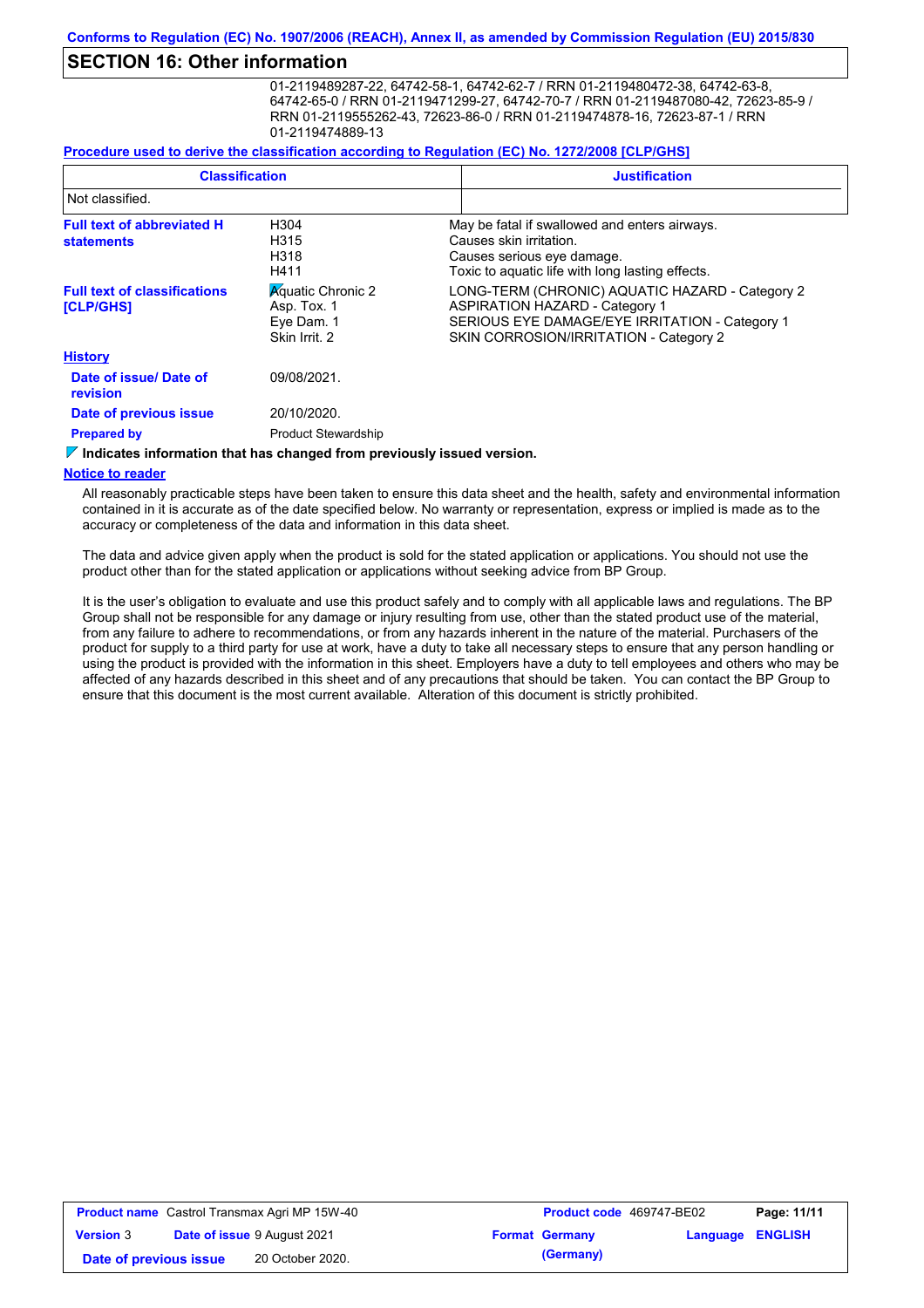## SECTION 16: Other information

01-2119489287-22, 64742-58-1, 64742-62-7 / RRN 01-2119480472-38, 64742-63-8, 64742-65-0 / RRN 01-2119471299-27, 64742-70-7 / RRN 01-2119487080-42, 72623-85-9 / RRN 01-2119555262-43, 72623-86-0 / RRN 01-2119474878-16, 72623-87-1 / RRN 01-2119474889-13

**Procedure used to derive the classification according to Regulation (EC) No. 1272/2008 [CLP/GHS]**

| Classification | Justification |
|---|---|
| Not classified. | |

**Full text of abbreviated H statements**

| | | |
|---|---|---|
| H304 | May be fatal if swallowed and enters airways. |
| H315 | Causes skin irritation. |
| H318 | Causes serious eye damage. |
| H411 | Toxic to aquatic life with long lasting effects. |

**Full text of classifications [CLP/GHS]**

| | |
|---|---|
| Aquatic Chronic 2 | LONG-TERM (CHRONIC) AQUATIC HAZARD - Category 2 |
| Asp. Tox. 1 | ASPIRATION HAZARD - Category 1 |
| Eye Dam. 1 | SERIOUS EYE DAMAGE/EYE IRRITATION - Category 1 |
| Skin Irrit. 2 | SKIN CORROSION/IRRITATION - Category 2 |

**History**

**Date of issue/ Date of revision** 09/08/2021.

**Date of previous issue** 20/10/2020.

**Prepared by** Product Stewardship

**Indicates information that has changed from previously issued version.**

**Notice to reader**

All reasonably practicable steps have been taken to ensure this data sheet and the health, safety and environmental information contained in it is accurate as of the date specified below. No warranty or representation, express or implied is made as to the accuracy or completeness of the data and information in this data sheet.

The data and advice given apply when the product is sold for the stated application or applications. You should not use the product other than for the stated application or applications without seeking advice from BP Group.

It is the user's obligation to evaluate and use this product safely and to comply with all applicable laws and regulations. The BP Group shall not be responsible for any damage or injury resulting from use, other than the stated product use of the material, from any failure to adhere to recommendations, or from any hazards inherent in the nature of the material. Purchasers of the product for supply to a third party for use at work, have a duty to take all necessary steps to ensure that any person handling or using the product is provided with the information in this sheet. Employers have a duty to tell employees and others who may be affected of any hazards described in this sheet and of any precautions that should be taken. You can contact the BP Group to ensure that this document is the most current available. Alteration of this document is strictly prohibited.